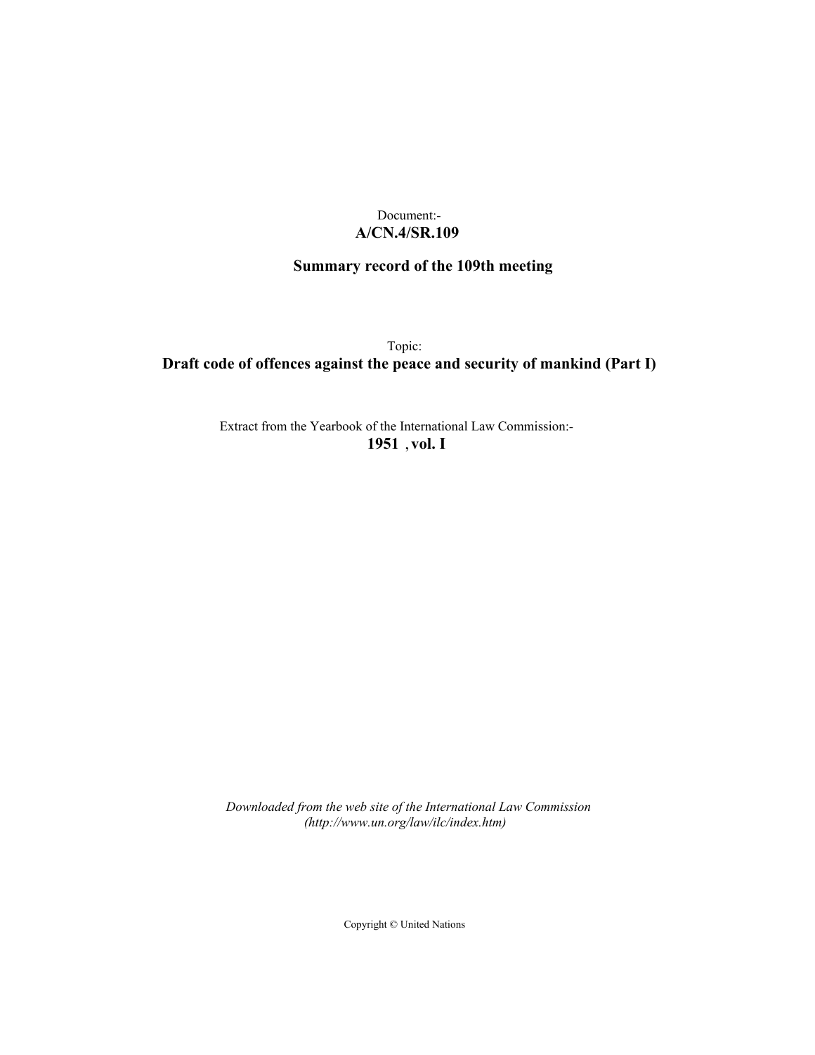Document:-
**A/CN.4/SR.109**

**Summary record of the 109th meeting**

Topic:
**Draft code of offences against the peace and security of mankind (Part I)**

Extract from the Yearbook of the International Law Commission:-
**1951 , vol. I**

*Downloaded from the web site of the International Law Commission*
*(http://www.un.org/law/ilc/index.htm)*

Copyright © United Nations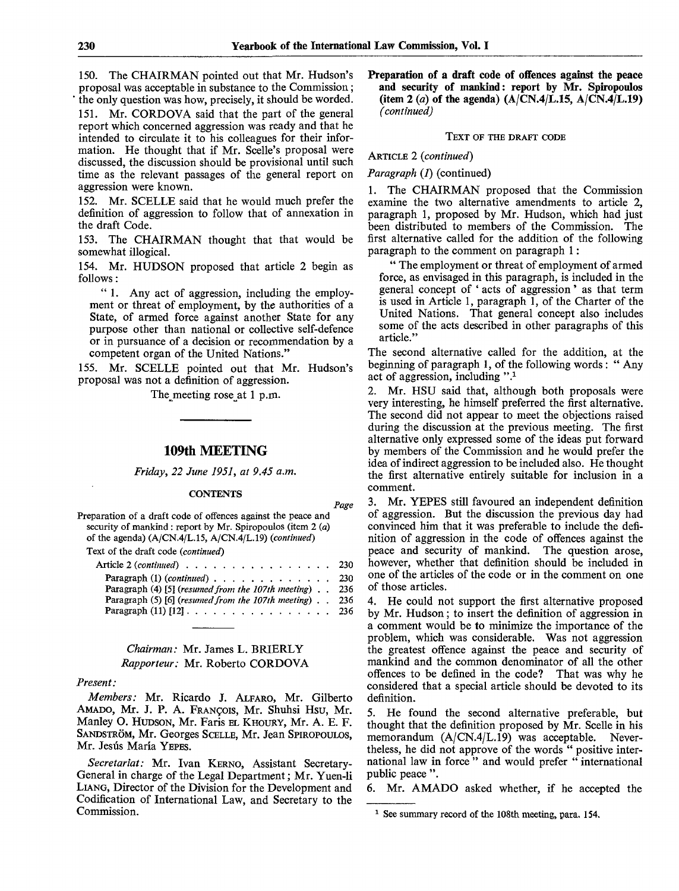150. The CHAIRMAN pointed out that Mr. Hudson's proposal was acceptable in substance to the Commission; the only question was how, precisely, it should be worded.

151. Mr. CORDOVA said that the part of the general report which concerned aggression was ready and that he intended to circulate it to his colleagues for their information. He thought that if Mr. Scelle's proposal were discussed, the discussion should be provisional until such time as the relevant passages of the general report on aggression were known.

152. Mr. SCELLE said that he would much prefer the definition of aggression to follow that of annexation in the draft Code.

153. The CHAIRMAN thought that that would be somewhat illogical.

154. Mr. HUDSON proposed that article 2 begin as follows:

> " 1. Any act of aggression, including the employment or threat of employment, by the authorities of a State, of armed force against another State for any purpose other than national or collective self-defence or in pursuance of a decision or recommendation by a competent organ of the United Nations."

155. Mr. SCELLE pointed out that Mr. Hudson's proposal was not a definition of aggression.

The meeting rose at 1 p.m.

---

## 109th MEETING

*Friday, 22 June 1951, at 9.45 a.m.*

### CONTENTS

| | Page |
|---|---|
| Preparation of a draft code of offences against the peace and security of mankind: report by Mr. Spiropoulos (item 2 (*a*) of the agenda) (A/CN.4/L.15, A/CN.4/L.19) (*continued*) | |
| Text of the draft code (*continued*) | |
| Article 2 (*continued*) | 230 |
| Paragraph (1) (*continued*) | 230 |
| Paragraph (4) [5] (*resumed from the 107th meeting*) | 236 |
| Paragraph (5) [6] (*resumed from the 107th meeting*) | 236 |
| Paragraph (11) [12] | 236 |

*Chairman:* Mr. James L. BRIERLY
*Rapporteur:* Mr. Roberto CORDOVA

*Present:*

*Members:* Mr. Ricardo J. ALFARO, Mr. Gilberto AMADO, Mr. J. P. A. FRANÇOIS, Mr. Shuhsi HSU, Mr. Manley O. HUDSON, Mr. Faris EL KHOURY, Mr. A. E. F. SANDSTRÖM, Mr. Georges SCELLE, Mr. Jean SPIROPOULOS, Mr. Jesús María YEPES.

*Secretariat:* Mr. Ivan KERNO, Assistant Secretary-General in charge of the Legal Department; Mr. Yuen-li LIANG, Director of the Division for the Development and Codification of International Law, and Secretary to the Commission.

---

### Preparation of a draft code of offences against the peace and security of mankind: report by Mr. Spiropoulos (item 2 (*a*) of the agenda) (A/CN.4/L.15, A/CN.4/L.19) (*continued*)

TEXT OF THE DRAFT CODE

ARTICLE 2 (*continued*)

*Paragraph (1)* (continued)

1. The CHAIRMAN proposed that the Commission examine the two alternative amendments to article 2, paragraph 1, proposed by Mr. Hudson, which had just been distributed to members of the Commission. The first alternative called for the addition of the following paragraph to the comment on paragraph 1:

> " The employment or threat of employment of armed force, as envisaged in this paragraph, is included in the general concept of ' acts of aggression ' as that term is used in Article 1, paragraph 1, of the Charter of the United Nations. That general concept also includes some of the acts described in other paragraphs of this article."

The second alternative called for the addition, at the beginning of paragraph 1, of the following words: " Any act of aggression, including ".[1]

2. Mr. HSU said that, although both proposals were very interesting, he himself preferred the first alternative. The second did not appear to meet the objections raised during the discussion at the previous meeting. The first alternative only expressed some of the ideas put forward by members of the Commission and he would prefer the idea of indirect aggression to be included also. He thought the first alternative entirely suitable for inclusion in a comment.

3. Mr. YEPES still favoured an independent definition of aggression. But the discussion the previous day had convinced him that it was preferable to include the definition of aggression in the code of offences against the peace and security of mankind. The question arose, however, whether that definition should be included in one of the articles of the code or in the comment on one of those articles.

4. He could not support the first alternative proposed by Mr. Hudson; to insert the definition of aggression in a comment would be to minimize the importance of the problem, which was considerable. Was not aggression the greatest offence against the peace and security of mankind and the common denominator of all the other offences to be defined in the code? That was why he considered that a special article should be devoted to its definition.

5. He found the second alternative preferable, but thought that the definition proposed by Mr. Scelle in his memorandum (A/CN.4/L.19) was acceptable. Nevertheless, he did not approve of the words " positive international law in force " and would prefer " international public peace ".

6. Mr. AMADO asked whether, if he accepted the

---

[1] See summary record of the 108th meeting, para. 154.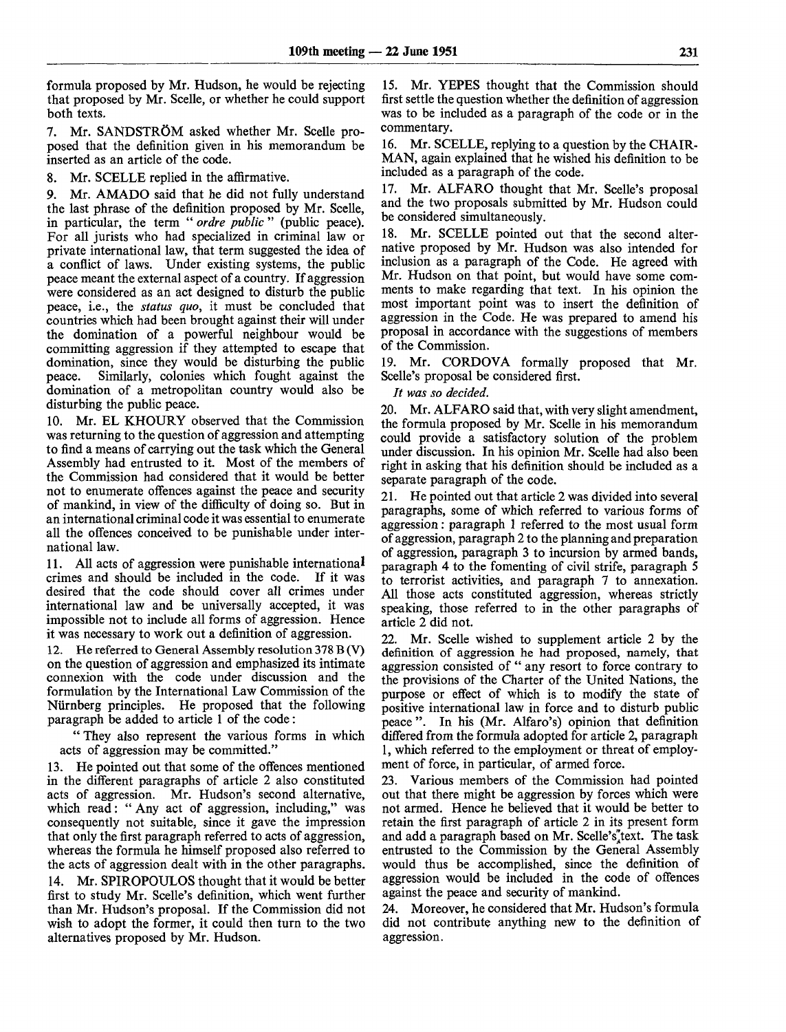formula proposed by Mr. Hudson, he would be rejecting that proposed by Mr. Scelle, or whether he could support both texts.

7. Mr. SANDSTRÖM asked whether Mr. Scelle proposed that the definition given in his memorandum be inserted as an article of the code.

8. Mr. SCELLE replied in the affirmative.

9. Mr. AMADO said that he did not fully understand the last phrase of the definition proposed by Mr. Scelle, in particular, the term "*ordre public*" (public peace). For all jurists who had specialized in criminal law or private international law, that term suggested the idea of a conflict of laws. Under existing systems, the public peace meant the external aspect of a country. If aggression were considered as an act designed to disturb the public peace, i.e., the *status quo*, it must be concluded that countries which had been brought against their will under the domination of a powerful neighbour would be committing aggression if they attempted to escape that domination, since they would be disturbing the public peace. Similarly, colonies which fought against the domination of a metropolitan country would also be disturbing the public peace.

10. Mr. EL KHOURY observed that the Commission was returning to the question of aggression and attempting to find a means of carrying out the task which the General Assembly had entrusted to it. Most of the members of the Commission had considered that it would be better not to enumerate offences against the peace and security of mankind, in view of the difficulty of doing so. But in an international criminal code it was essential to enumerate all the offences conceived to be punishable under international law.

11. All acts of aggression were punishable international crimes and should be included in the code. If it was desired that the code should cover all crimes under international law and be universally accepted, it was impossible not to include all forms of aggression. Hence it was necessary to work out a definition of aggression.

12. He referred to General Assembly resolution 378 B (V) on the question of aggression and emphasized its intimate connexion with the code under discussion and the formulation by the International Law Commission of the Nürnberg principles. He proposed that the following paragraph be added to article 1 of the code:

"They also represent the various forms in which acts of aggression may be committed."

13. He pointed out that some of the offences mentioned in the different paragraphs of article 2 also constituted acts of aggression. Mr. Hudson's second alternative, which read: "Any act of aggression, including," was consequently not suitable, since it gave the impression that only the first paragraph referred to acts of aggression, whereas the formula he himself proposed also referred to the acts of aggression dealt with in the other paragraphs.

14. Mr. SPIROPOULOS thought that it would be better first to study Mr. Scelle's definition, which went further than Mr. Hudson's proposal. If the Commission did not wish to adopt the former, it could then turn to the two alternatives proposed by Mr. Hudson.

15. Mr. YEPES thought that the Commission should first settle the question whether the definition of aggression was to be included as a paragraph of the code or in the commentary.

16. Mr. SCELLE, replying to a question by the CHAIRMAN, again explained that he wished his definition to be included as a paragraph of the code.

17. Mr. ALFARO thought that Mr. Scelle's proposal and the two proposals submitted by Mr. Hudson could be considered simultaneously.

18. Mr. SCELLE pointed out that the second alternative proposed by Mr. Hudson was also intended for inclusion as a paragraph of the Code. He agreed with Mr. Hudson on that point, but would have some comments to make regarding that text. In his opinion the most important point was to insert the definition of aggression in the Code. He was prepared to amend his proposal in accordance with the suggestions of members of the Commission.

19. Mr. CORDOVA formally proposed that Mr. Scelle's proposal be considered first.

*It was so decided.*

20. Mr. ALFARO said that, with very slight amendment, the formula proposed by Mr. Scelle in his memorandum could provide a satisfactory solution of the problem under discussion. In his opinion Mr. Scelle had also been right in asking that his definition should be included as a separate paragraph of the code.

21. He pointed out that article 2 was divided into several paragraphs, some of which referred to various forms of aggression: paragraph 1 referred to the most usual form of aggression, paragraph 2 to the planning and preparation of aggression, paragraph 3 to incursion by armed bands, paragraph 4 to the fomenting of civil strife, paragraph 5 to terrorist activities, and paragraph 7 to annexation. All those acts constituted aggression, whereas strictly speaking, those referred to in the other paragraphs of article 2 did not.

22. Mr. Scelle wished to supplement article 2 by the definition of aggression he had proposed, namely, that aggression consisted of "any resort to force contrary to the provisions of the Charter of the United Nations, the purpose or effect of which is to modify the state of positive international law in force and to disturb public peace". In his (Mr. Alfaro's) opinion that definition differed from the formula adopted for article 2, paragraph 1, which referred to the employment or threat of employment of force, in particular, of armed force.

23. Various members of the Commission had pointed out that there might be aggression by forces which were not armed. Hence he believed that it would be better to retain the first paragraph of article 2 in its present form and add a paragraph based on Mr. Scelle's text. The task entrusted to the Commission by the General Assembly would thus be accomplished, since the definition of aggression would be included in the code of offences against the peace and security of mankind.

24. Moreover, he considered that Mr. Hudson's formula did not contribute anything new to the definition of aggression.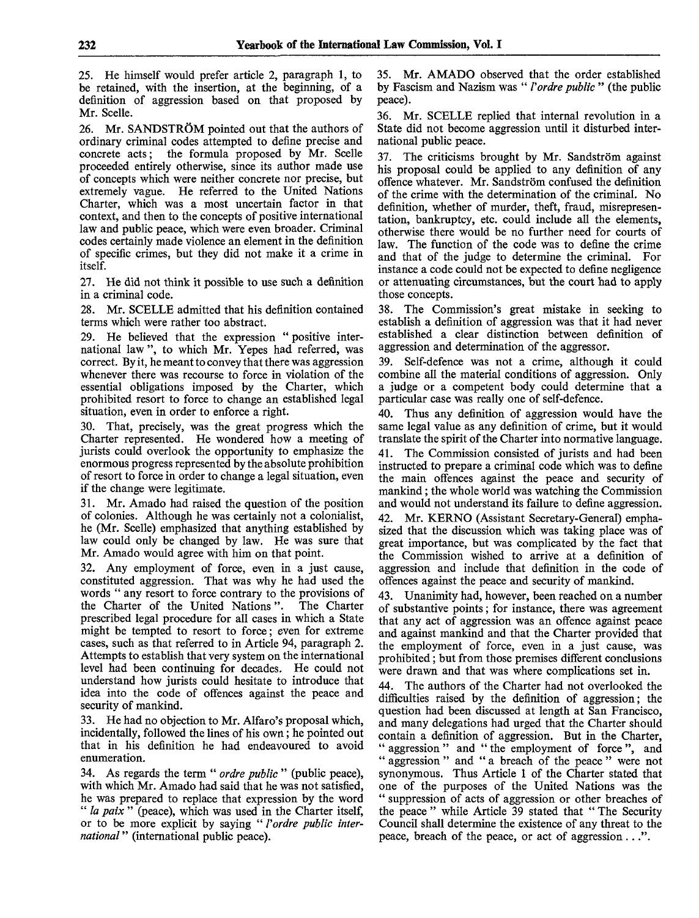25. He himself would prefer article 2, paragraph 1, to be retained, with the insertion, at the beginning, of a definition of aggression based on that proposed by Mr. Scelle.

26. Mr. SANDSTRÖM pointed out that the authors of ordinary criminal codes attempted to define precise and concrete acts; the formula proposed by Mr. Scelle proceeded entirely otherwise, since its author made use of concepts which were neither concrete nor precise, but extremely vague. He referred to the United Nations Charter, which was a most uncertain factor in that context, and then to the concepts of positive international law and public peace, which were even broader. Criminal codes certainly made violence an element in the definition of specific crimes, but they did not make it a crime in itself.

27. He did not think it possible to use such a definition in a criminal code.

28. Mr. SCELLE admitted that his definition contained terms which were rather too abstract.

29. He believed that the expression "positive international law", to which Mr. Yepes had referred, was correct. By it, he meant to convey that there was aggression whenever there was recourse to force in violation of the essential obligations imposed by the Charter, which prohibited resort to force to change an established legal situation, even in order to enforce a right.

30. That, precisely, was the great progress which the Charter represented. He wondered how a meeting of jurists could overlook the opportunity to emphasize the enormous progress represented by the absolute prohibition of resort to force in order to change a legal situation, even if the change were legitimate.

31. Mr. Amado had raised the question of the position of colonies. Although he was certainly not a colonialist, he (Mr. Scelle) emphasized that anything established by law could only be changed by law. He was sure that Mr. Amado would agree with him on that point.

32. Any employment of force, even in a just cause, constituted aggression. That was why he had used the words "any resort to force contrary to the provisions of the Charter of the United Nations". The Charter prescribed legal procedure for all cases in which a State might be tempted to resort to force; even for extreme cases, such as that referred to in Article 94, paragraph 2. Attempts to establish that very system on the international level had been continuing for decades. He could not understand how jurists could hesitate to introduce that idea into the code of offences against the peace and security of mankind.

33. He had no objection to Mr. Alfaro's proposal which, incidentally, followed the lines of his own; he pointed out that in his definition he had endeavoured to avoid enumeration.

34. As regards the term "*ordre public*" (public peace), with which Mr. Amado had said that he was not satisfied, he was prepared to replace that expression by the word "*la paix*" (peace), which was used in the Charter itself, or to be more explicit by saying "*l'ordre public international*" (international public peace).

35. Mr. AMADO observed that the order established by Fascism and Nazism was "*l'ordre public*" (the public peace).

36. Mr. SCELLE replied that internal revolution in a State did not become aggression until it disturbed international public peace.

37. The criticisms brought by Mr. Sandström against his proposal could be applied to any definition of any offence whatever. Mr. Sandström confused the definition of the crime with the determination of the criminal. No definition, whether of murder, theft, fraud, misrepresentation, bankruptcy, etc. could include all the elements, otherwise there would be no further need for courts of law. The function of the code was to define the crime and that of the judge to determine the criminal. For instance a code could not be expected to define negligence or attenuating circumstances, but the court had to apply those concepts.

38. The Commission's great mistake in seeking to establish a definition of aggression was that it had never established a clear distinction between definition of aggression and determination of the aggressor.

39. Self-defence was not a crime, although it could combine all the material conditions of aggression. Only a judge or a competent body could determine that a particular case was really one of self-defence.

40. Thus any definition of aggression would have the same legal value as any definition of crime, but it would translate the spirit of the Charter into normative language.

41. The Commission consisted of jurists and had been instructed to prepare a criminal code which was to define the main offences against the peace and security of mankind; the whole world was watching the Commission and would not understand its failure to define aggression.

42. Mr. KERNO (Assistant Secretary-General) emphasized that the discussion which was taking place was of great importance, but was complicated by the fact that the Commission wished to arrive at a definition of aggression and include that definition in the code of offences against the peace and security of mankind.

43. Unanimity had, however, been reached on a number of substantive points; for instance, there was agreement that any act of aggression was an offence against peace and against mankind and that the Charter provided that the employment of force, even in a just cause, was prohibited; but from those premises different conclusions were drawn and that was where complications set in.

44. The authors of the Charter had not overlooked the difficulties raised by the definition of aggression; the question had been discussed at length at San Francisco, and many delegations had urged that the Charter should contain a definition of aggression. But in the Charter, "aggression" and "the employment of force", and "aggression" and "a breach of the peace" were not synonymous. Thus Article 1 of the Charter stated that one of the purposes of the United Nations was the "suppression of acts of aggression or other breaches of the peace" while Article 39 stated that "The Security Council shall determine the existence of any threat to the peace, breach of the peace, or act of aggression . . .".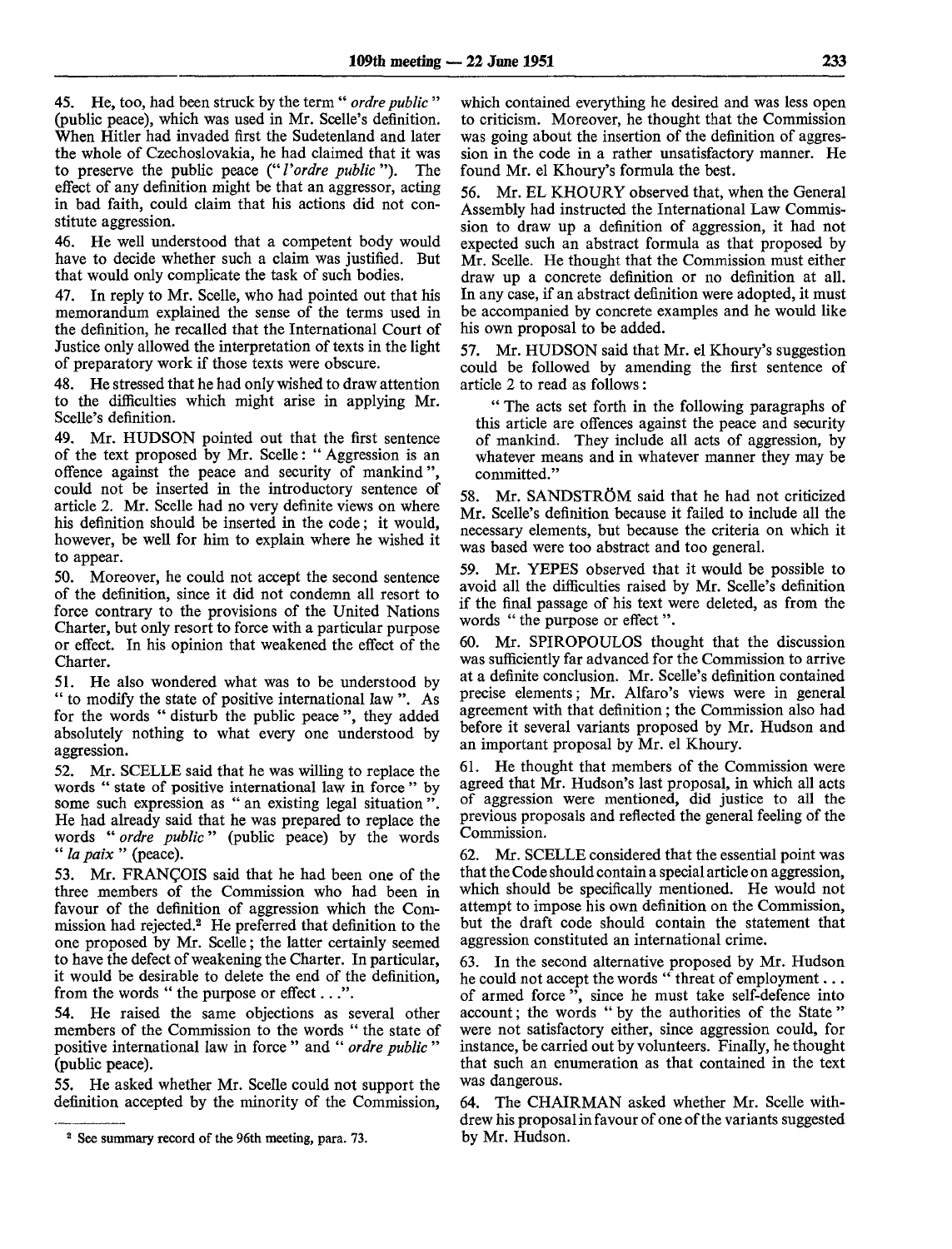45. He, too, had been struck by the term " *ordre public* " (public peace), which was used in Mr. Scelle's definition. When Hitler had invaded first the Sudetenland and later the whole of Czechoslovakia, he had claimed that it was to preserve the public peace ("*l'ordre public* "). The effect of any definition might be that an aggressor, acting in bad faith, could claim that his actions did not constitute aggression.

46. He well understood that a competent body would have to decide whether such a claim was justified. But that would only complicate the task of such bodies.

47. In reply to Mr. Scelle, who had pointed out that his memorandum explained the sense of the terms used in the definition, he recalled that the International Court of Justice only allowed the interpretation of texts in the light of preparatory work if those texts were obscure.

48. He stressed that he had only wished to draw attention to the difficulties which might arise in applying Mr. Scelle's definition.

49. Mr. HUDSON pointed out that the first sentence of the text proposed by Mr. Scelle: " Aggression is an offence against the peace and security of mankind ", could not be inserted in the introductory sentence of article 2. Mr. Scelle had no very definite views on where his definition should be inserted in the code; it would, however, be well for him to explain where he wished it to appear.

50. Moreover, he could not accept the second sentence of the definition, since it did not condemn all resort to force contrary to the provisions of the United Nations Charter, but only resort to force with a particular purpose or effect. In his opinion that weakened the effect of the Charter.

51. He also wondered what was to be understood by " to modify the state of positive international law ". As for the words " disturb the public peace ", they added absolutely nothing to what every one understood by aggression.

52. Mr. SCELLE said that he was willing to replace the words " state of positive international law in force " by some such expression as " an existing legal situation ". He had already said that he was prepared to replace the words " *ordre public* " (public peace) by the words " *la paix* " (peace).

53. Mr. FRANÇOIS said that he had been one of the three members of the Commission who had been in favour of the definition of aggression which the Commission had rejected.[2] He preferred that definition to the one proposed by Mr. Scelle; the latter certainly seemed to have the defect of weakening the Charter. In particular, it would be desirable to delete the end of the definition, from the words " the purpose or effect . . .".

54. He raised the same objections as several other members of the Commission to the words " the state of positive international law in force " and " *ordre public* " (public peace).

55. He asked whether Mr. Scelle could not support the definition accepted by the minority of the Commission, which contained everything he desired and was less open to criticism. Moreover, he thought that the Commission was going about the insertion of the definition of aggression in the code in a rather unsatisfactory manner. He found Mr. el Khoury's formula the best.

56. Mr. EL KHOURY observed that, when the General Assembly had instructed the International Law Commission to draw up a definition of aggression, it had not expected such an abstract formula as that proposed by Mr. Scelle. He thought that the Commission must either draw up a concrete definition or no definition at all. In any case, if an abstract definition were adopted, it must be accompanied by concrete examples and he would like his own proposal to be added.

57. Mr. HUDSON said that Mr. el Khoury's suggestion could be followed by amending the first sentence of article 2 to read as follows:

> " The acts set forth in the following paragraphs of this article are offences against the peace and security of mankind. They include all acts of aggression, by whatever means and in whatever manner they may be committed."

58. Mr. SANDSTRÖM said that he had not criticized Mr. Scelle's definition because it failed to include all the necessary elements, but because the criteria on which it was based were too abstract and too general.

59. Mr. YEPES observed that it would be possible to avoid all the difficulties raised by Mr. Scelle's definition if the final passage of his text were deleted, as from the words " the purpose or effect ".

60. Mr. SPIROPOULOS thought that the discussion was sufficiently far advanced for the Commission to arrive at a definite conclusion. Mr. Scelle's definition contained precise elements; Mr. Alfaro's views were in general agreement with that definition; the Commission also had before it several variants proposed by Mr. Hudson and an important proposal by Mr. el Khoury.

61. He thought that members of the Commission were agreed that Mr. Hudson's last proposal, in which all acts of aggression were mentioned, did justice to all the previous proposals and reflected the general feeling of the Commission.

62. Mr. SCELLE considered that the essential point was that the Code should contain a special article on aggression, which should be specifically mentioned. He would not attempt to impose his own definition on the Commission, but the draft code should contain the statement that aggression constituted an international crime.

63. In the second alternative proposed by Mr. Hudson he could not accept the words " threat of employment . . . of armed force ", since he must take self-defence into account; the words " by the authorities of the State " were not satisfactory either, since aggression could, for instance, be carried out by volunteers. Finally, he thought that such an enumeration as that contained in the text was dangerous.

64. The CHAIRMAN asked whether Mr. Scelle withdrew his proposal in favour of one of the variants suggested by Mr. Hudson.

---

[2] See summary record of the 96th meeting, para. 73.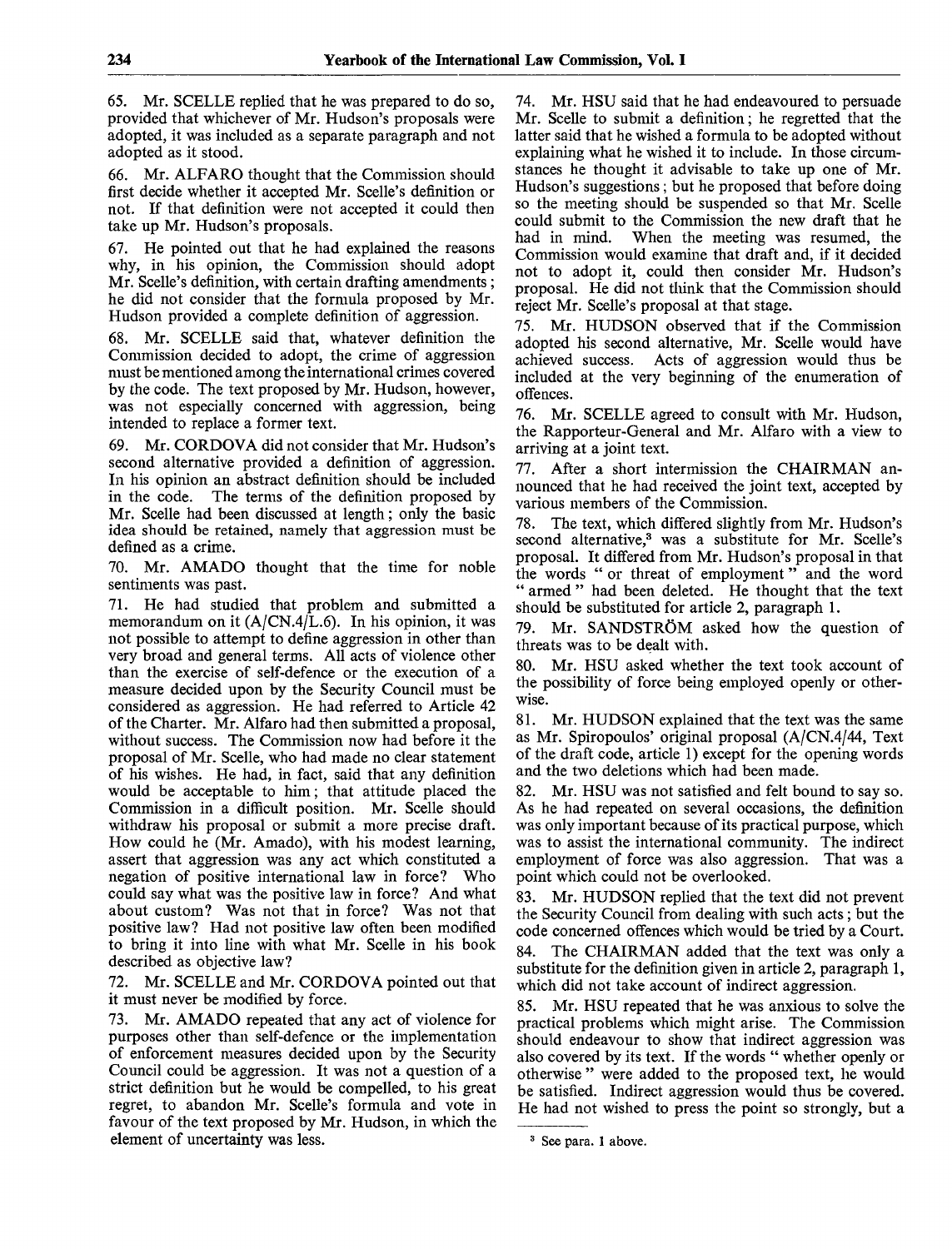65. Mr. SCELLE replied that he was prepared to do so, provided that whichever of Mr. Hudson's proposals were adopted, it was included as a separate paragraph and not adopted as it stood.

66. Mr. ALFARO thought that the Commission should first decide whether it accepted Mr. Scelle's definition or not. If that definition were not accepted it could then take up Mr. Hudson's proposals.

67. He pointed out that he had explained the reasons why, in his opinion, the Commission should adopt Mr. Scelle's definition, with certain drafting amendments; he did not consider that the formula proposed by Mr. Hudson provided a complete definition of aggression.

68. Mr. SCELLE said that, whatever definition the Commission decided to adopt, the crime of aggression must be mentioned among the international crimes covered by the code. The text proposed by Mr. Hudson, however, was not especially concerned with aggression, being intended to replace a former text.

69. Mr. CORDOVA did not consider that Mr. Hudson's second alternative provided a definition of aggression. In his opinion an abstract definition should be included in the code. The terms of the definition proposed by Mr. Scelle had been discussed at length; only the basic idea should be retained, namely that aggression must be defined as a crime.

70. Mr. AMADO thought that the time for noble sentiments was past.

71. He had studied that problem and submitted a memorandum on it (A/CN.4/L.6). In his opinion, it was not possible to attempt to define aggression in other than very broad and general terms. All acts of violence other than the exercise of self-defence or the execution of a measure decided upon by the Security Council must be considered as aggression. He had referred to Article 42 of the Charter. Mr. Alfaro had then submitted a proposal, without success. The Commission now had before it the proposal of Mr. Scelle, who had made no clear statement of his wishes. He had, in fact, said that any definition would be acceptable to him; that attitude placed the Commission in a difficult position. Mr. Scelle should withdraw his proposal or submit a more precise draft. How could he (Mr. Amado), with his modest learning, assert that aggression was any act which constituted a negation of positive international law in force? Who could say what was the positive law in force? And what about custom? Was not that in force? Was not that positive law? Had not positive law often been modified to bring it into line with what Mr. Scelle in his book described as objective law?

72. Mr. SCELLE and Mr. CORDOVA pointed out that it must never be modified by force.

73. Mr. AMADO repeated that any act of violence for purposes other than self-defence or the implementation of enforcement measures decided upon by the Security Council could be aggression. It was not a question of a strict definition but he would be compelled, to his great regret, to abandon Mr. Scelle's formula and vote in favour of the text proposed by Mr. Hudson, in which the element of uncertainty was less.

74. Mr. HSU said that he had endeavoured to persuade Mr. Scelle to submit a definition; he regretted that the latter said that he wished a formula to be adopted without explaining what he wished it to include. In those circumstances he thought it advisable to take up one of Mr. Hudson's suggestions; but he proposed that before doing so the meeting should be suspended so that Mr. Scelle could submit to the Commission the new draft that he had in mind. When the meeting was resumed, the Commission would examine that draft and, if it decided not to adopt it, could then consider Mr. Hudson's proposal. He did not think that the Commission should reject Mr. Scelle's proposal at that stage.

75. Mr. HUDSON observed that if the Commission adopted his second alternative, Mr. Scelle would have achieved success. Acts of aggression would thus be included at the very beginning of the enumeration of offences.

76. Mr. SCELLE agreed to consult with Mr. Hudson, the Rapporteur-General and Mr. Alfaro with a view to arriving at a joint text.

77. After a short intermission the CHAIRMAN announced that he had received the joint text, accepted by various members of the Commission.

78. The text, which differed slightly from Mr. Hudson's second alternative,[3] was a substitute for Mr. Scelle's proposal. It differed from Mr. Hudson's proposal in that the words " or threat of employment " and the word " armed " had been deleted. He thought that the text should be substituted for article 2, paragraph 1.

79. Mr. SANDSTRÖM asked how the question of threats was to be dealt with.

80. Mr. HSU asked whether the text took account of the possibility of force being employed openly or otherwise.

81. Mr. HUDSON explained that the text was the same as Mr. Spiropoulos' original proposal (A/CN.4/44, Text of the draft code, article 1) except for the opening words and the two deletions which had been made.

82. Mr. HSU was not satisfied and felt bound to say so. As he had repeated on several occasions, the definition was only important because of its practical purpose, which was to assist the international community. The indirect employment of force was also aggression. That was a point which could not be overlooked.

83. Mr. HUDSON replied that the text did not prevent the Security Council from dealing with such acts; but the code concerned offences which would be tried by a Court.

84. The CHAIRMAN added that the text was only a substitute for the definition given in article 2, paragraph 1, which did not take account of indirect aggression.

85. Mr. HSU repeated that he was anxious to solve the practical problems which might arise. The Commission should endeavour to show that indirect aggression was also covered by its text. If the words " whether openly or otherwise " were added to the proposed text, he would be satisfied. Indirect aggression would thus be covered. He had not wished to press the point so strongly, but a

---

[3] See para. 1 above.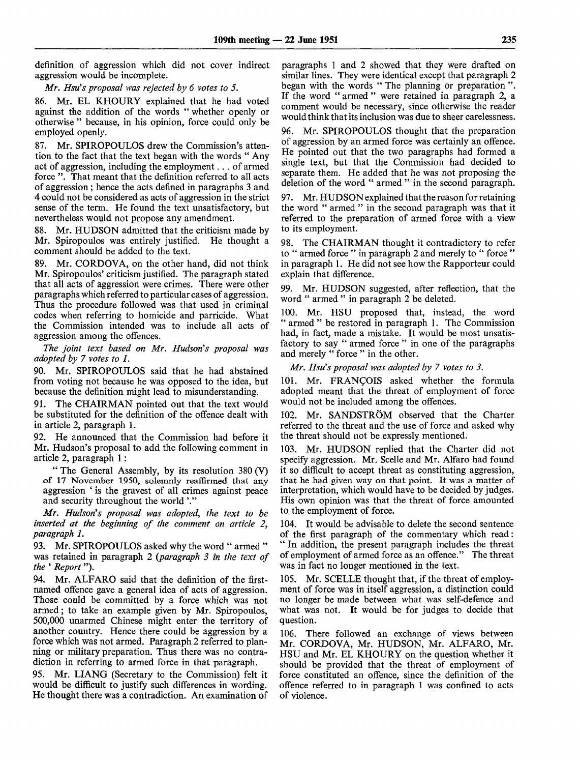definition of aggression which did not cover indirect aggression would be incomplete.

*Mr. Hsu's proposal was rejected by 6 votes to 5.*

86. Mr. EL KHOURY explained that he had voted against the addition of the words " whether openly or otherwise " because, in his opinion, force could only be employed openly.

87. Mr. SPIROPOULOS drew the Commission's attention to the fact that the text began with the words " Any act of aggression, including the employment . . . of armed force ". That meant that the definition referred to all acts of aggression ; hence the acts defined in paragraphs 3 and 4 could not be considered as acts of aggression in the strict sense of the term. He found the text unsatisfactory, but nevertheless would not propose any amendment.

88. Mr. HUDSON admitted that the criticism made by Mr. Spiropoulos was entirely justified. He thought a comment should be added to the text.

89. Mr. CORDOVA, on the other hand, did not think Mr. Spiropoulos' criticism justified. The paragraph stated that all acts of aggression were crimes. There were other paragraphs which referred to particular cases of aggression. Thus the procedure followed was that used in criminal codes when referring to homicide and parricide. What the Commission intended was to include all acts of aggression among the offences.

*The joint text based on Mr. Hudson's proposal was adopted by 7 votes to 1.*

90. Mr. SPIROPOULOS said that he had abstained from voting not because he was opposed to the idea, but because the definition might lead to misunderstanding.

91. The CHAIRMAN pointed out that the text would be substituted for the definition of the offence dealt with in article 2, paragraph 1.

92. He announced that the Commission had before it Mr. Hudson's proposal to add the following comment in article 2, paragraph 1 :

> " The General Assembly, by its resolution 380 (V) of 17 November 1950, solemnly reaffirmed that any aggression ' is the gravest of all crimes against peace and security throughout the world '."

*Mr. Hudson's proposal was adopted, the text to be inserted at the beginning of the comment on article 2, paragraph 1.*

93. Mr. SPIROPOULOS asked why the word " armed " was retained in paragraph 2 (*paragraph 3 in the text of the ' Report '*).

94. Mr. ALFARO said that the definition of the first-named offence gave a general idea of acts of aggression. Those could be committed by a force which was not armed ; to take an example given by Mr. Spiropoulos, 500,000 unarmed Chinese might enter the territory of another country. Hence there could be aggression by a force which was not armed. Paragraph 2 referred to planning or military preparation. Thus there was no contradiction in referring to armed force in that paragraph.

95. Mr. LIANG (Secretary to the Commission) felt it would be difficult to justify such differences in wording. He thought there was a contradiction. An examination of paragraphs 1 and 2 showed that they were drafted on similar lines. They were identical except that paragraph 2 began with the words " The planning or preparation ". If the word " armed " were retained in paragraph 2, a comment would be necessary, since otherwise the reader would think that its inclusion was due to sheer carelessness.

96. Mr. SPIROPOULOS thought that the preparation of aggression by an armed force was certainly an offence. He pointed out that the two paragraphs had formed a single text, but that the Commission had decided to separate them. He added that he was not proposing the deletion of the word " armed " in the second paragraph.

97. Mr. HUDSON explained that the reason for retaining the word " armed " in the second paragraph was that it referred to the preparation of armed force with a view to its employment.

98. The CHAIRMAN thought it contradictory to refer to " armed force " in paragraph 2 and merely to " force " in paragraph 1. He did not see how the Rapporteur could explain that difference.

99. Mr. HUDSON suggested, after reflection, that the word " armed " in paragraph 2 be deleted.

100. Mr. HSU proposed that, instead, the word " armed " be restored in paragraph 1. The Commission had, in fact, made a mistake. It would be most unsatisfactory to say " armed force " in one of the paragraphs and merely " force " in the other.

*Mr. Hsu's proposal was adopted by 7 votes to 3.*

101. Mr. FRANÇOIS asked whether the formula adopted meant that the threat of employment of force would not be included among the offences.

102. Mr. SANDSTRÖM observed that the Charter referred to the threat and the use of force and asked why the threat should not be expressly mentioned.

103. Mr. HUDSON replied that the Charter did not specify aggression. Mr. Scelle and Mr. Alfaro had found it so difficult to accept threat as constituting aggression, that he had given way on that point. It was a matter of interpretation, which would have to be decided by judges. His own opinion was that the threat of force amounted to the employment of force.

104. It would be advisable to delete the second sentence of the first paragraph of the commentary which read : " In addition, the present paragraph includes the threat of employment of armed force as an offence." The threat was in fact no longer mentioned in the text.

105. Mr. SCELLE thought that, if the threat of employment of force was in itself aggression, a distinction could no longer be made between what was self-defence and what was not. It would be for judges to decide that question.

106. There followed an exchange of views between Mr. CORDOVA, Mr. HUDSON, Mr. ALFARO, Mr. HSU and Mr. EL KHOURY on the question whether it should be provided that the threat of employment of force constituted an offence, since the definition of the offence referred to in paragraph 1 was confined to acts of violence.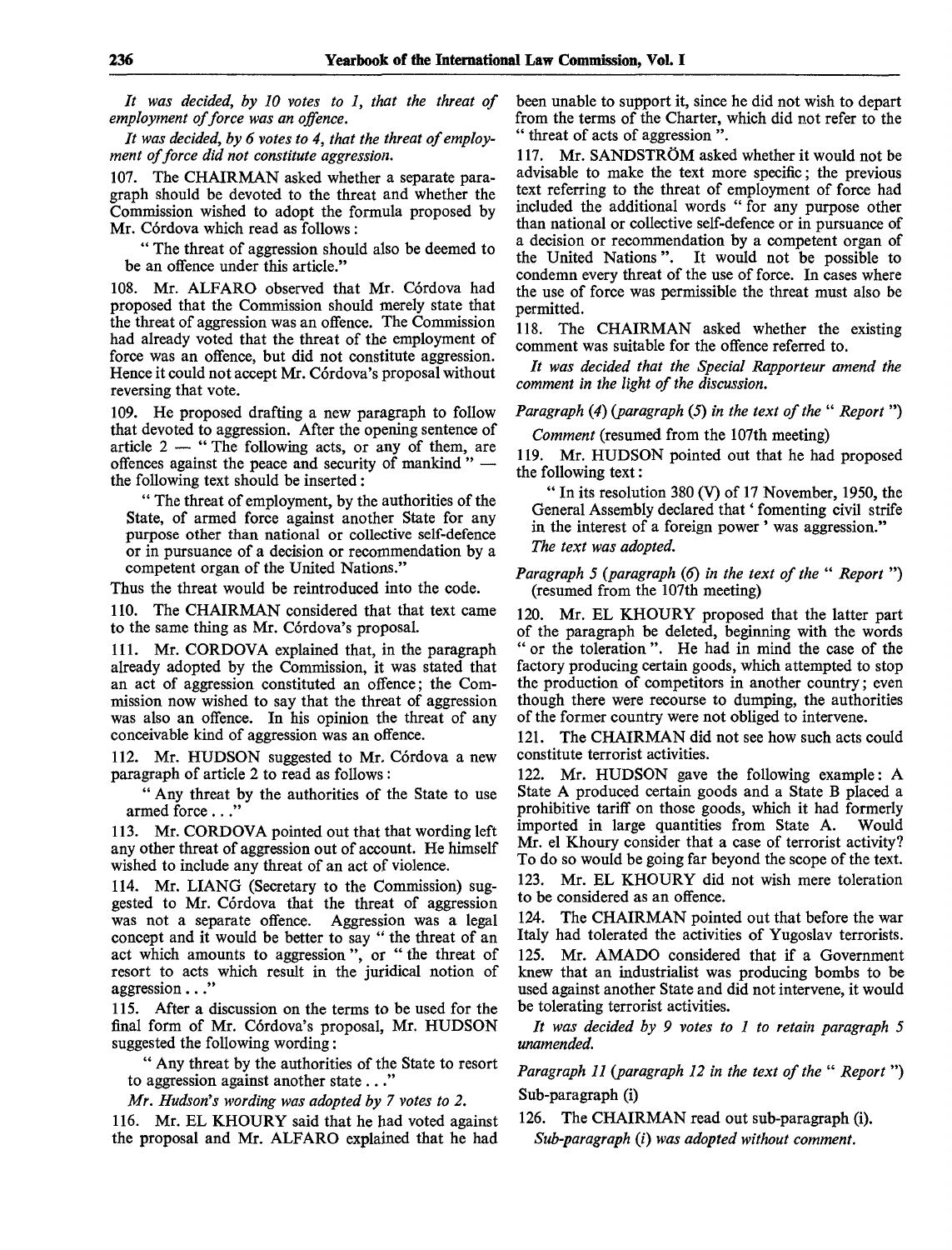*It was decided, by 10 votes to 1, that the threat of employment of force was an offence.*

*It was decided, by 6 votes to 4, that the threat of employment of force did not constitute aggression.*

107. The CHAIRMAN asked whether a separate paragraph should be devoted to the threat and whether the Commission wished to adopt the formula proposed by Mr. Córdova which read as follows:

"The threat of aggression should also be deemed to be an offence under this article."

108. Mr. ALFARO observed that Mr. Córdova had proposed that the Commission should merely state that the threat of aggression was an offence. The Commission had already voted that the threat of the employment of force was an offence, but did not constitute aggression. Hence it could not accept Mr. Córdova's proposal without reversing that vote.

109. He proposed drafting a new paragraph to follow that devoted to aggression. After the opening sentence of article 2 — "The following acts, or any of them, are offences against the peace and security of mankind" — the following text should be inserted:

"The threat of employment, by the authorities of the State, of armed force against another State for any purpose other than national or collective self-defence or in pursuance of a decision or recommendation by a competent organ of the United Nations."

Thus the threat would be reintroduced into the code.

110. The CHAIRMAN considered that that text came to the same thing as Mr. Córdova's proposal.

111. Mr. CORDOVA explained that, in the paragraph already adopted by the Commission, it was stated that an act of aggression constituted an offence; the Commission now wished to say that the threat of aggression was also an offence. In his opinion the threat of any conceivable kind of aggression was an offence.

112. Mr. HUDSON suggested to Mr. Córdova a new paragraph of article 2 to read as follows:

"Any threat by the authorities of the State to use armed force..."

113. Mr. CORDOVA pointed out that that wording left any other threat of aggression out of account. He himself wished to include any threat of an act of violence.

114. Mr. LIANG (Secretary to the Commission) suggested to Mr. Córdova that the threat of aggression was not a separate offence. Aggression was a legal concept and it would be better to say "the threat of an act which amounts to aggression", or "the threat of resort to acts which result in the juridical notion of aggression..."

115. After a discussion on the terms to be used for the final form of Mr. Córdova's proposal, Mr. HUDSON suggested the following wording:

"Any threat by the authorities of the State to resort to aggression against another state..."

*Mr. Hudson's wording was adopted by 7 votes to 2.*

116. Mr. EL KHOURY said that he had voted against the proposal and Mr. ALFARO explained that he had been unable to support it, since he did not wish to depart from the terms of the Charter, which did not refer to the "threat of acts of aggression".

117. Mr. SANDSTRÖM asked whether it would not be advisable to make the text more specific; the previous text referring to the threat of employment of force had included the additional words "for any purpose other than national or collective self-defence or in pursuance of a decision or recommendation by a competent organ of the United Nations". It would not be possible to condemn every threat of the use of force. In cases where the use of force was permissible the threat must also be permitted.

118. The CHAIRMAN asked whether the existing comment was suitable for the offence referred to.

*It was decided that the Special Rapporteur amend the comment in the light of the discussion.*

*Paragraph (4) (paragraph (5) in the text of the "Report")*

*Comment* (resumed from the 107th meeting)

119. Mr. HUDSON pointed out that he had proposed the following text:

"In its resolution 380 (V) of 17 November, 1950, the General Assembly declared that 'fomenting civil strife in the interest of a foreign power' was aggression."

*The text was adopted.*

*Paragraph 5 (paragraph (6) in the text of the "Report")* (resumed from the 107th meeting)

120. Mr. EL KHOURY proposed that the latter part of the paragraph be deleted, beginning with the words "or the toleration". He had in mind the case of the factory producing certain goods, which attempted to stop the production of competitors in another country; even though there were recourse to dumping, the authorities of the former country were not obliged to intervene.

121. The CHAIRMAN did not see how such acts could constitute terrorist activities.

122. Mr. HUDSON gave the following example: A State A produced certain goods and a State B placed a prohibitive tariff on those goods, which it had formerly imported in large quantities from State A. Would Mr. el Khoury consider that a case of terrorist activity? To do so would be going far beyond the scope of the text.

123. Mr. EL KHOURY did not wish mere toleration to be considered as an offence.

124. The CHAIRMAN pointed out that before the war Italy had tolerated the activities of Yugoslav terrorists.

125. Mr. AMADO considered that if a Government knew that an industrialist was producing bombs to be used against another State and did not intervene, it would be tolerating terrorist activities.

*It was decided by 9 votes to 1 to retain paragraph 5 unamended.*

*Paragraph 11 (paragraph 12 in the text of the "Report")*

Sub-paragraph (i)

126. The CHAIRMAN read out sub-paragraph (i).

*Sub-paragraph (i) was adopted without comment.*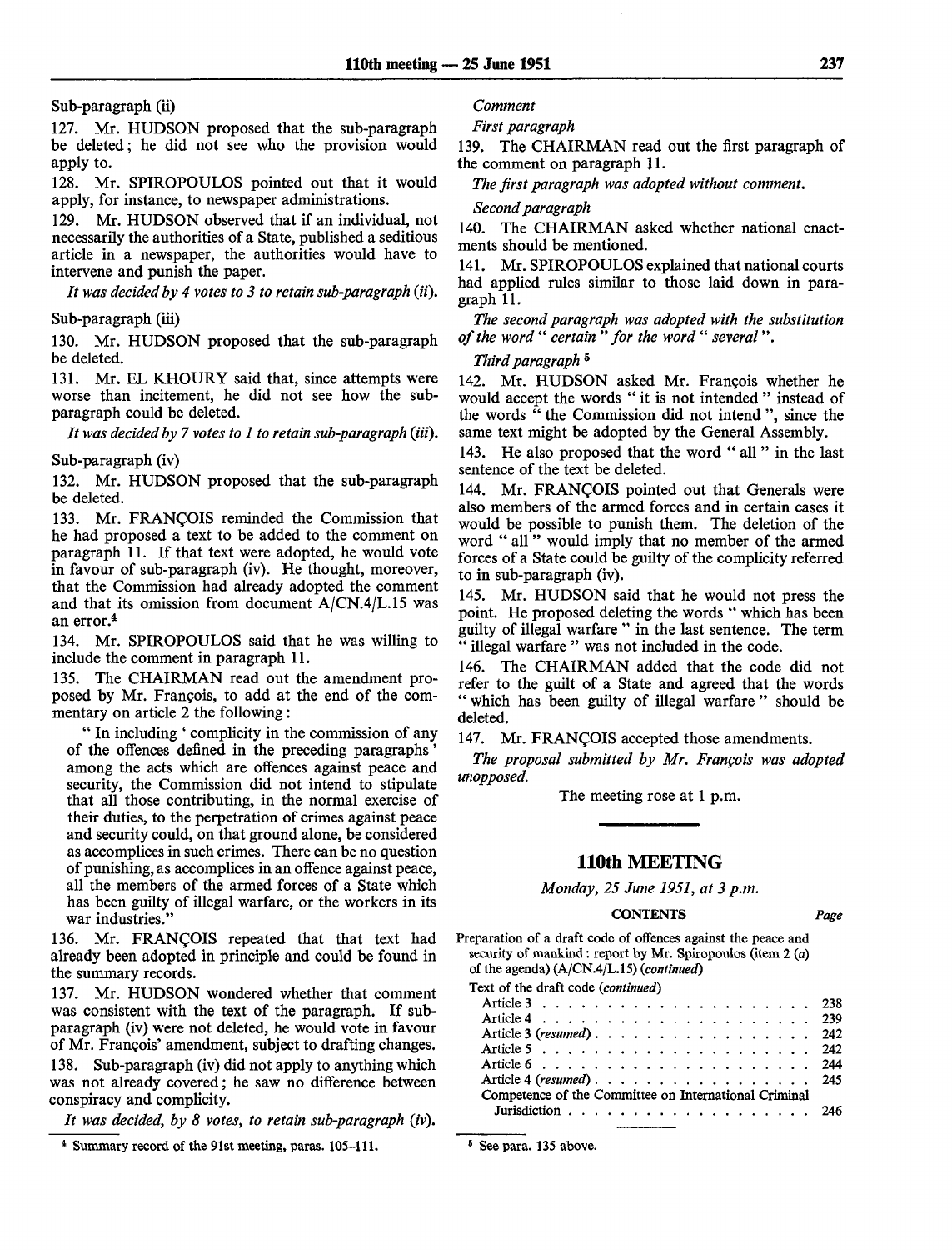Sub-paragraph (ii)

127. Mr. HUDSON proposed that the sub-paragraph be deleted; he did not see who the provision would apply to.

128. Mr. SPIROPOULOS pointed out that it would apply, for instance, to newspaper administrations.

129. Mr. HUDSON observed that if an individual, not necessarily the authorities of a State, published a seditious article in a newspaper, the authorities would have to intervene and punish the paper.

*It was decided by 4 votes to 3 to retain sub-paragraph (ii).*

Sub-paragraph (iii)

130. Mr. HUDSON proposed that the sub-paragraph be deleted.

131. Mr. EL KHOURY said that, since attempts were worse than incitement, he did not see how the sub-paragraph could be deleted.

*It was decided by 7 votes to 1 to retain sub-paragraph (iii).*

Sub-paragraph (iv)

132. Mr. HUDSON proposed that the sub-paragraph be deleted.

133. Mr. FRANÇOIS reminded the Commission that he had proposed a text to be added to the comment on paragraph 11. If that text were adopted, he would vote in favour of sub-paragraph (iv). He thought, moreover, that the Commission had already adopted the comment and that its omission from document A/CN.4/L.15 was an error.[4]

134. Mr. SPIROPOULOS said that he was willing to include the comment in paragraph 11.

135. The CHAIRMAN read out the amendment proposed by Mr. François, to add at the end of the commentary on article 2 the following:

"In including 'complicity in the commission of any of the offences defined in the preceding paragraphs' among the acts which are offences against peace and security, the Commission did not intend to stipulate that all those contributing, in the normal exercise of their duties, to the perpetration of crimes against peace and security could, on that ground alone, be considered as accomplices in such crimes. There can be no question of punishing, as accomplices in an offence against peace, all the members of the armed forces of a State which has been guilty of illegal warfare, or the workers in its war industries."

136. Mr. FRANÇOIS repeated that that text had already been adopted in principle and could be found in the summary records.

137. Mr. HUDSON wondered whether that comment was consistent with the text of the paragraph. If sub-paragraph (iv) were not deleted, he would vote in favour of Mr. François' amendment, subject to drafting changes.

138. Sub-paragraph (iv) did not apply to anything which was not already covered; he saw no difference between conspiracy and complicity.

*It was decided, by 8 votes, to retain sub-paragraph (iv).*

[4] Summary record of the 91st meeting, paras. 105–111.

*Comment*

*First paragraph*

139. The CHAIRMAN read out the first paragraph of the comment on paragraph 11.

*The first paragraph was adopted without comment.*

*Second paragraph*

140. The CHAIRMAN asked whether national enactments should be mentioned.

141. Mr. SPIROPOULOS explained that national courts had applied rules similar to those laid down in paragraph 11.

*The second paragraph was adopted with the substitution of the word "certain" for the word "several".*

*Third paragraph*[5]

142. Mr. HUDSON asked Mr. François whether he would accept the words "it is not intended" instead of the words "the Commission did not intend", since the same text might be adopted by the General Assembly.

143. He also proposed that the word "all" in the last sentence of the text be deleted.

144. Mr. FRANÇOIS pointed out that Generals were also members of the armed forces and in certain cases it would be possible to punish them. The deletion of the word "all" would imply that no member of the armed forces of a State could be guilty of the complicity referred to in sub-paragraph (iv).

145. Mr. HUDSON said that he would not press the point. He proposed deleting the words "which has been guilty of illegal warfare" in the last sentence. The term "illegal warfare" was not included in the code.

146. The CHAIRMAN added that the code did not refer to the guilt of a State and agreed that the words "which has been guilty of illegal warfare" should be deleted.

147. Mr. FRANÇOIS accepted those amendments.

*The proposal submitted by Mr. François was adopted unopposed.*

The meeting rose at 1 p.m.

## 110th MEETING

*Monday, 25 June 1951, at 3 p.m.*

CONTENTS

| | Page |
|---|---|
| Preparation of a draft code of offences against the peace and security of mankind: report by Mr. Spiropoulos (item 2 (a) of the agenda) (A/CN.4/L.15) (*continued*) | |
| Text of the draft code (*continued*) | |
| Article 3 | 238 |
| Article 4 | 239 |
| Article 3 (*resumed*) | 242 |
| Article 5 | 242 |
| Article 6 | 244 |
| Article 4 (*resumed*) | 245 |
| Competence of the Committee on International Criminal Jurisdiction | 246 |

[5] See para. 135 above.